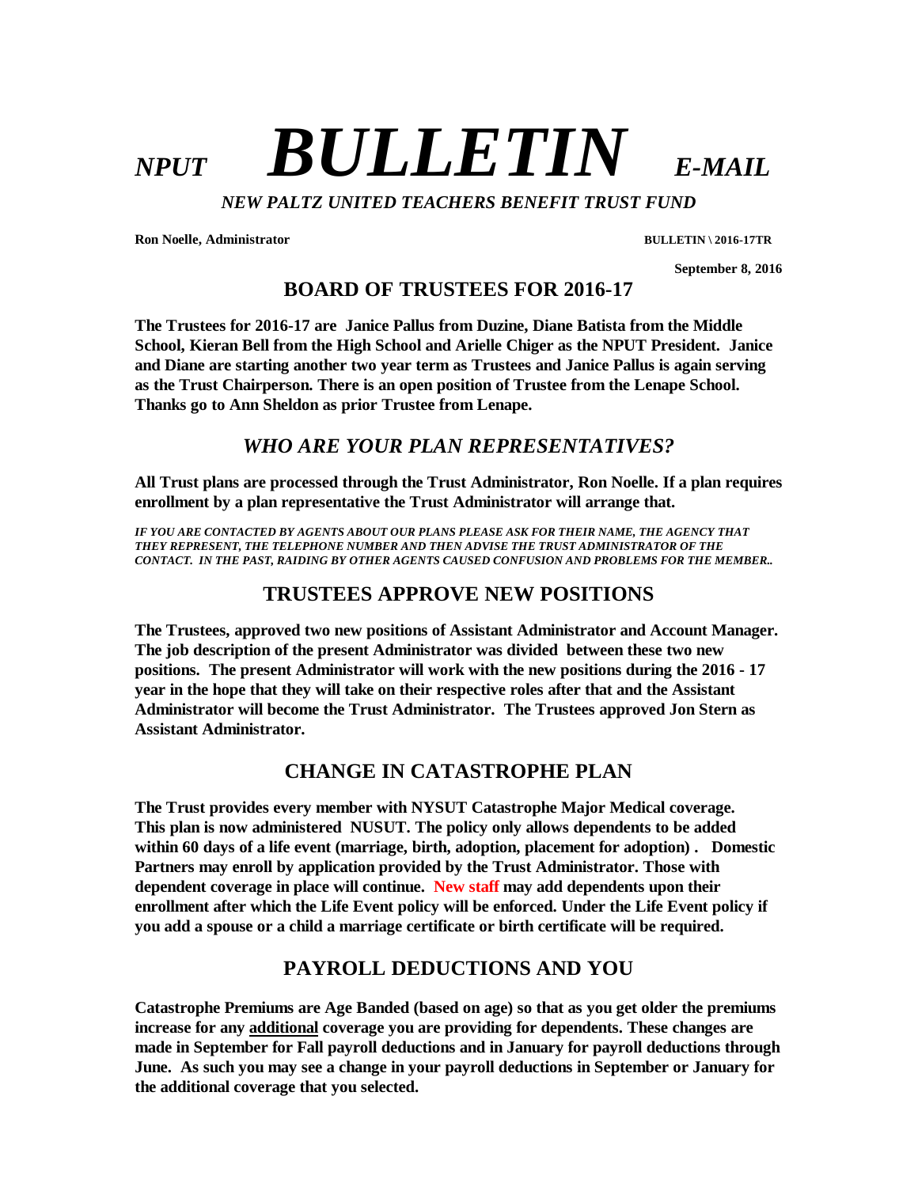# *NPUT* ***BULLETIN*** *E-MAIL*

***NEW PALTZ UNITED TEACHERS BENEFIT TRUST FUND***

**Ron Noelle, Administrator** **BULLETIN \ 2016-17TR**

**September 8, 2016**

## BOARD OF TRUSTEES FOR 2016-17

**The Trustees for 2016-17 are Janice Pallus from Duzine, Diane Batista from the Middle School, Kieran Bell from the High School and Arielle Chiger as the NPUT President. Janice and Diane are starting another two year term as Trustees and Janice Pallus is again serving as the Trust Chairperson. There is an open position of Trustee from the Lenape School. Thanks go to Ann Sheldon as prior Trustee from Lenape.**

## *WHO ARE YOUR PLAN REPRESENTATIVES?*

**All Trust plans are processed through the Trust Administrator, Ron Noelle. If a plan requires enrollment by a plan representative the Trust Administrator will arrange that.**

***IF YOU ARE CONTACTED BY AGENTS ABOUT OUR PLANS PLEASE ASK FOR THEIR NAME, THE AGENCY THAT THEY REPRESENT, THE TELEPHONE NUMBER AND THEN ADVISE THE TRUST ADMINISTRATOR OF THE CONTACT. IN THE PAST, RAIDING BY OTHER AGENTS CAUSED CONFUSION AND PROBLEMS FOR THE MEMBER..***

## TRUSTEES APPROVE NEW POSITIONS

**The Trustees, approved two new positions of Assistant Administrator and Account Manager. The job description of the present Administrator was divided between these two new positions. The present Administrator will work with the new positions during the 2016 - 17 year in the hope that they will take on their respective roles after that and the Assistant Administrator will become the Trust Administrator. The Trustees approved Jon Stern as Assistant Administrator.**

## CHANGE IN CATASTROPHE PLAN

**The Trust provides every member with NYSUT Catastrophe Major Medical coverage. This plan is now administered NUSUT. The policy only allows dependents to be added within 60 days of a life event (marriage, birth, adoption, placement for adoption) . Domestic Partners may enroll by application provided by the Trust Administrator. Those with dependent coverage in place will continue. New staff may add dependents upon their enrollment after which the Life Event policy will be enforced. Under the Life Event policy if you add a spouse or a child a marriage certificate or birth certificate will be required.**

## PAYROLL DEDUCTIONS AND YOU

**Catastrophe Premiums are Age Banded (based on age) so that as you get older the premiums increase for any additional coverage you are providing for dependents. These changes are made in September for Fall payroll deductions and in January for payroll deductions through June. As such you may see a change in your payroll deductions in September or January for the additional coverage that you selected.**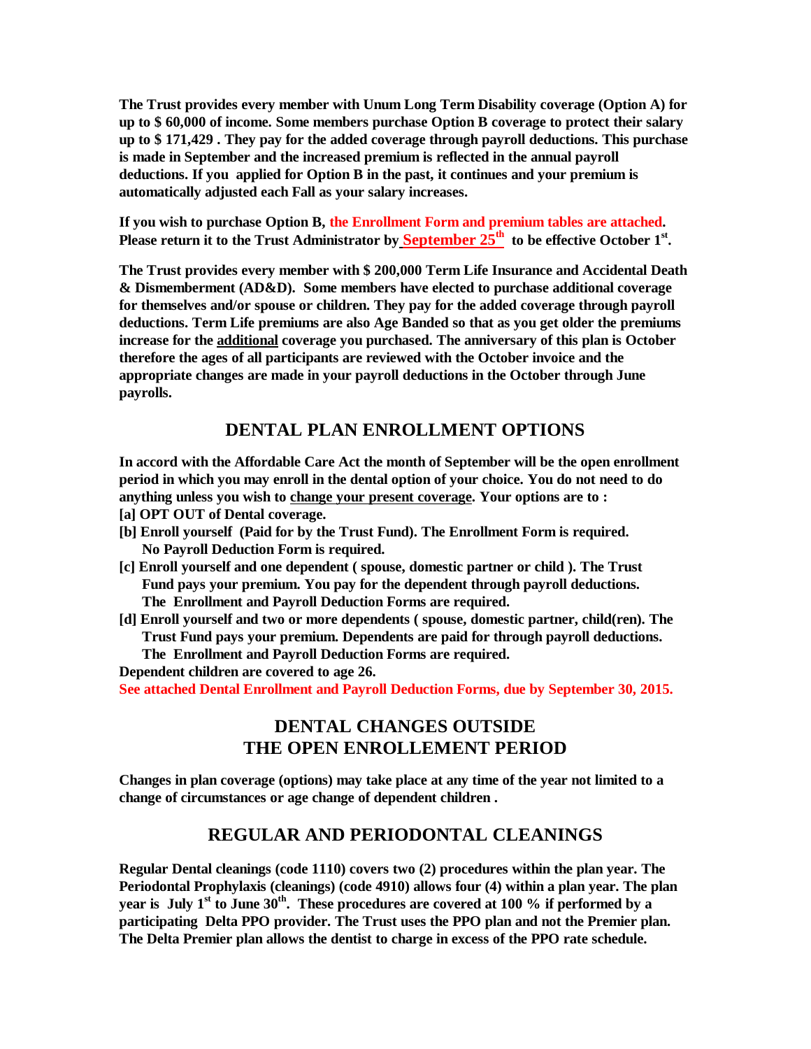**The Trust provides every member with Unum Long Term Disability coverage (Option A) for up to $ 60,000 of income. Some members purchase Option B coverage to protect their salary up to $ 171,429 . They pay for the added coverage through payroll deductions. This purchase is made in September and the increased premium is reflected in the annual payroll deductions. If you applied for Option B in the past, it continues and your premium is automatically adjusted each Fall as your salary increases.**

**If you wish to purchase Option B, the Enrollment Form and premium tables are attached. Please return it to the Trust Administrator by <u>September 25th</u> to be effective October 1st.**

**The Trust provides every member with $ 200,000 Term Life Insurance and Accidental Death & Dismemberment (AD&D). Some members have elected to purchase additional coverage for themselves and/or spouse or children. They pay for the added coverage through payroll deductions. Term Life premiums are also Age Banded so that as you get older the premiums increase for the <u>additional</u> coverage you purchased. The anniversary of this plan is October therefore the ages of all participants are reviewed with the October invoice and the appropriate changes are made in your payroll deductions in the October through June payrolls.**

## DENTAL PLAN ENROLLMENT OPTIONS

**In accord with the Affordable Care Act the month of September will be the open enrollment period in which you may enroll in the dental option of your choice. You do not need to do anything unless you wish to <u>change your present coverage</u>. Your options are to :**

**[a] OPT OUT of Dental coverage.**

**[b] Enroll yourself (Paid for by the Trust Fund). The Enrollment Form is required. No Payroll Deduction Form is required.**

**[c] Enroll yourself and one dependent ( spouse, domestic partner or child ). The Trust Fund pays your premium. You pay for the dependent through payroll deductions. The Enrollment and Payroll Deduction Forms are required.**

**[d] Enroll yourself and two or more dependents ( spouse, domestic partner, child(ren). The Trust Fund pays your premium. Dependents are paid for through payroll deductions. The Enrollment and Payroll Deduction Forms are required.**

**Dependent children are covered to age 26.**

**See attached Dental Enrollment and Payroll Deduction Forms, due by September 30, 2015.**

## DENTAL CHANGES OUTSIDE THE OPEN ENROLLEMENT PERIOD

**Changes in plan coverage (options) may take place at any time of the year not limited to a change of circumstances or age change of dependent children .**

## REGULAR AND PERIODONTAL CLEANINGS

**Regular Dental cleanings (code 1110) covers two (2) procedures within the plan year. The Periodontal Prophylaxis (cleanings) (code 4910) allows four (4) within a plan year. The plan year is July 1st to June 30th. These procedures are covered at 100 % if performed by a participating Delta PPO provider. The Trust uses the PPO plan and not the Premier plan. The Delta Premier plan allows the dentist to charge in excess of the PPO rate schedule.**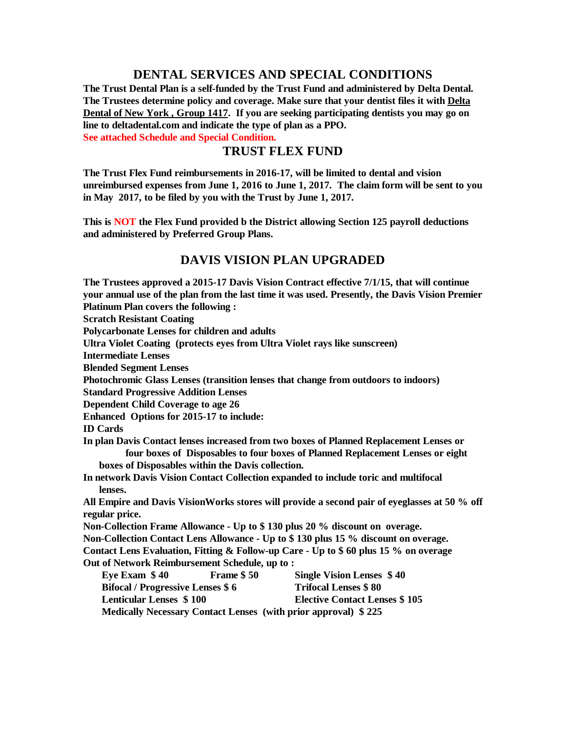## DENTAL SERVICES AND SPECIAL CONDITIONS

**The Trust Dental Plan is a self-funded by the Trust Fund and administered by Delta Dental. The Trustees determine policy and coverage. Make sure that your dentist files it with Delta Dental of New York , Group 1417. If you are seeking participating dentists you may go on line to deltadental.com and indicate the type of plan as a PPO.**

**See attached Schedule and Special Condition.**

## TRUST FLEX FUND

**The Trust Flex Fund reimbursements in 2016-17, will be limited to dental and vision unreimbursed expenses from June 1, 2016 to June 1, 2017. The claim form will be sent to you in May 2017, to be filed by you with the Trust by June 1, 2017.**

**This is NOT the Flex Fund provided b the District allowing Section 125 payroll deductions and administered by Preferred Group Plans.**

## DAVIS VISION PLAN UPGRADED

**The Trustees approved a 2015-17 Davis Vision Contract effective 7/1/15, that will continue your annual use of the plan from the last time it was used. Presently, the Davis Vision Premier Platinum Plan covers the following :**

**Scratch Resistant Coating**
**Polycarbonate Lenses for children and adults**
**Ultra Violet Coating (protects eyes from Ultra Violet rays like sunscreen)**
**Intermediate Lenses**
**Blended Segment Lenses**
**Photochromic Glass Lenses (transition lenses that change from outdoors to indoors)**
**Standard Progressive Addition Lenses**
**Dependent Child Coverage to age 26**
**Enhanced Options for 2015-17 to include:**
**ID Cards**
**In plan Davis Contact lenses increased from two boxes of Planned Replacement Lenses or four boxes of Disposables to four boxes of Planned Replacement Lenses or eight boxes of Disposables within the Davis collection.**
**In network Davis Vision Contact Collection expanded to include toric and multifocal lenses.**
**All Empire and Davis VisionWorks stores will provide a second pair of eyeglasses at 50 % off regular price.**
**Non-Collection Frame Allowance - Up to $ 130 plus 20 % discount on overage.**
**Non-Collection Contact Lens Allowance - Up to $ 130 plus 15 % discount on overage.**
**Contact Lens Evaluation, Fitting & Follow-up Care - Up to $ 60 plus 15 % on overage**
**Out of Network Reimbursement Schedule, up to :**

**Eye Exam $ 40** &nbsp;&nbsp;&nbsp; **Frame $ 50** &nbsp;&nbsp;&nbsp; **Single Vision Lenses $ 40**
**Bifocal / Progressive Lenses $ 6** &nbsp;&nbsp;&nbsp; **Trifocal Lenses $ 80**
**Lenticular Lenses $ 100** &nbsp;&nbsp;&nbsp; **Elective Contact Lenses $ 105**
**Medically Necessary Contact Lenses (with prior approval) $ 225**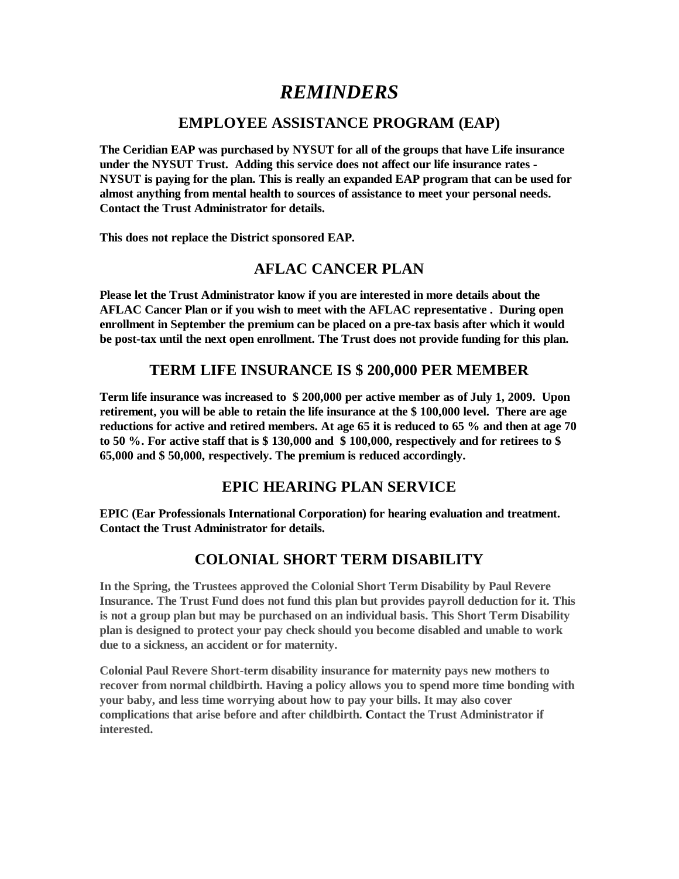# *REMINDERS*

## EMPLOYEE ASSISTANCE PROGRAM (EAP)

**The Ceridian EAP was purchased by NYSUT for all of the groups that have Life insurance under the NYSUT Trust. Adding this service does not affect our life insurance rates - NYSUT is paying for the plan. This is really an expanded EAP program that can be used for almost anything from mental health to sources of assistance to meet your personal needs. Contact the Trust Administrator for details.**

**This does not replace the District sponsored EAP.**

## AFLAC CANCER PLAN

**Please let the Trust Administrator know if you are interested in more details about the AFLAC Cancer Plan or if you wish to meet with the AFLAC representative . During open enrollment in September the premium can be placed on a pre-tax basis after which it would be post-tax until the next open enrollment. The Trust does not provide funding for this plan.**

## TERM LIFE INSURANCE IS $ 200,000 PER MEMBER

**Term life insurance was increased to $ 200,000 per active member as of July 1, 2009. Upon retirement, you will be able to retain the life insurance at the $ 100,000 level. There are age reductions for active and retired members. At age 65 it is reduced to 65 % and then at age 70 to 50 %. For active staff that is $ 130,000 and $ 100,000, respectively and for retirees to $ 65,000 and $ 50,000, respectively. The premium is reduced accordingly.**

## EPIC HEARING PLAN SERVICE

**EPIC (Ear Professionals International Corporation) for hearing evaluation and treatment. Contact the Trust Administrator for details.**

## COLONIAL SHORT TERM DISABILITY

**In the Spring, the Trustees approved the Colonial Short Term Disability by Paul Revere Insurance. The Trust Fund does not fund this plan but provides payroll deduction for it. This is not a group plan but may be purchased on an individual basis. This Short Term Disability plan is designed to protect your pay check should you become disabled and unable to work due to a sickness, an accident or for maternity.**

**Colonial Paul Revere Short-term disability insurance for maternity pays new mothers to recover from normal childbirth. Having a policy allows you to spend more time bonding with your baby, and less time worrying about how to pay your bills. It may also cover complications that arise before and after childbirth. Contact the Trust Administrator if interested.**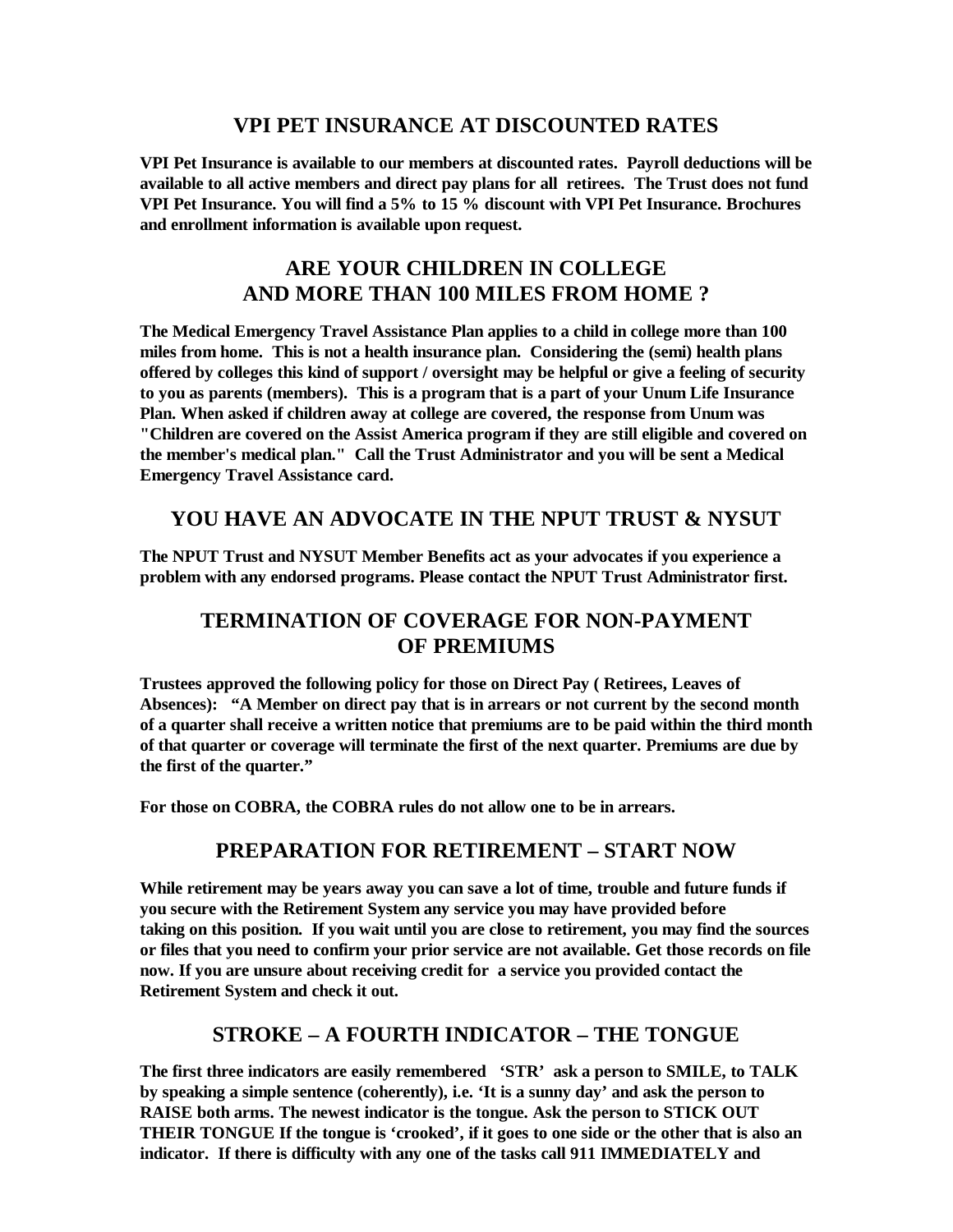## VPI PET INSURANCE AT DISCOUNTED RATES

**VPI Pet Insurance is available to our members at discounted rates. Payroll deductions will be available to all active members and direct pay plans for all retirees. The Trust does not fund VPI Pet Insurance. You will find a 5% to 15 % discount with VPI Pet Insurance. Brochures and enrollment information is available upon request.**

## ARE YOUR CHILDREN IN COLLEGE AND MORE THAN 100 MILES FROM HOME ?

**The Medical Emergency Travel Assistance Plan applies to a child in college more than 100 miles from home. This is not a health insurance plan. Considering the (semi) health plans offered by colleges this kind of support / oversight may be helpful or give a feeling of security to you as parents (members). This is a program that is a part of your Unum Life Insurance Plan. When asked if children away at college are covered, the response from Unum was "Children are covered on the Assist America program if they are still eligible and covered on the member's medical plan." Call the Trust Administrator and you will be sent a Medical Emergency Travel Assistance card.**

## YOU HAVE AN ADVOCATE IN THE NPUT TRUST & NYSUT

**The NPUT Trust and NYSUT Member Benefits act as your advocates if you experience a problem with any endorsed programs. Please contact the NPUT Trust Administrator first.**

## TERMINATION OF COVERAGE FOR NON-PAYMENT OF PREMIUMS

**Trustees approved the following policy for those on Direct Pay ( Retirees, Leaves of Absences): "A Member on direct pay that is in arrears or not current by the second month of a quarter shall receive a written notice that premiums are to be paid within the third month of that quarter or coverage will terminate the first of the next quarter. Premiums are due by the first of the quarter."**

**For those on COBRA, the COBRA rules do not allow one to be in arrears.**

## PREPARATION FOR RETIREMENT – START NOW

**While retirement may be years away you can save a lot of time, trouble and future funds if you secure with the Retirement System any service you may have provided before taking on this position. If you wait until you are close to retirement, you may find the sources or files that you need to confirm your prior service are not available. Get those records on file now. If you are unsure about receiving credit for a service you provided contact the Retirement System and check it out.**

## STROKE – A FOURTH INDICATOR – THE TONGUE

**The first three indicators are easily remembered 'STR' ask a person to SMILE, to TALK by speaking a simple sentence (coherently), i.e. 'It is a sunny day' and ask the person to RAISE both arms. The newest indicator is the tongue. Ask the person to STICK OUT THEIR TONGUE If the tongue is 'crooked', if it goes to one side or the other that is also an indicator. If there is difficulty with any one of the tasks call 911 IMMEDIATELY and**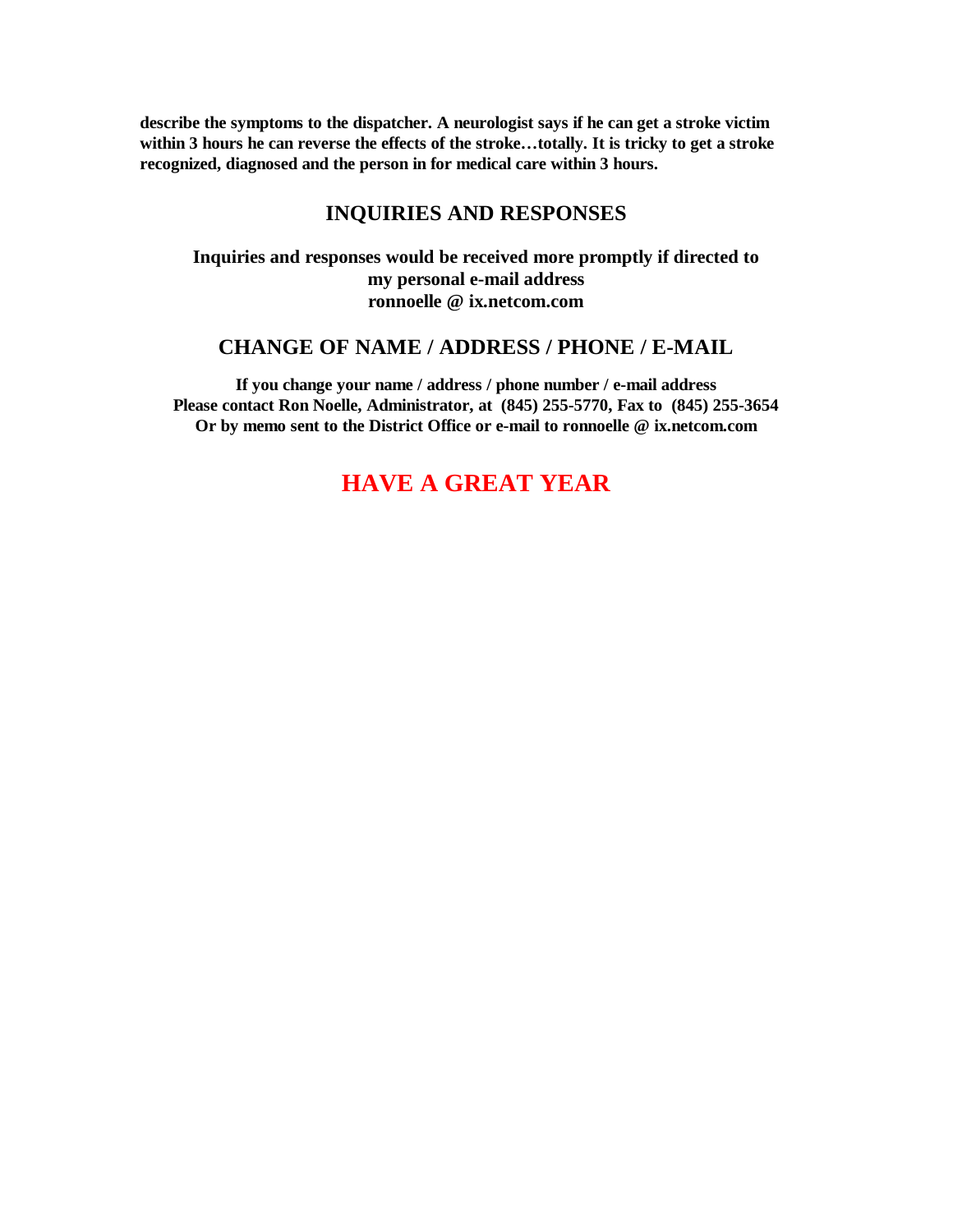**describe the symptoms to the dispatcher. A neurologist says if he can get a stroke victim within 3 hours he can reverse the effects of the stroke…totally. It is tricky to get a stroke recognized, diagnosed and the person in for medical care within 3 hours.**

## INQUIRIES AND RESPONSES

**Inquiries and responses would be received more promptly if directed to my personal e-mail address ronnoelle @ ix.netcom.com**

## CHANGE OF NAME / ADDRESS / PHONE / E-MAIL

**If you change your name / address / phone number / e-mail address Please contact Ron Noelle, Administrator, at (845) 255-5770, Fax to (845) 255-3654 Or by memo sent to the District Office or e-mail to ronnoelle @ ix.netcom.com**

## HAVE A GREAT YEAR